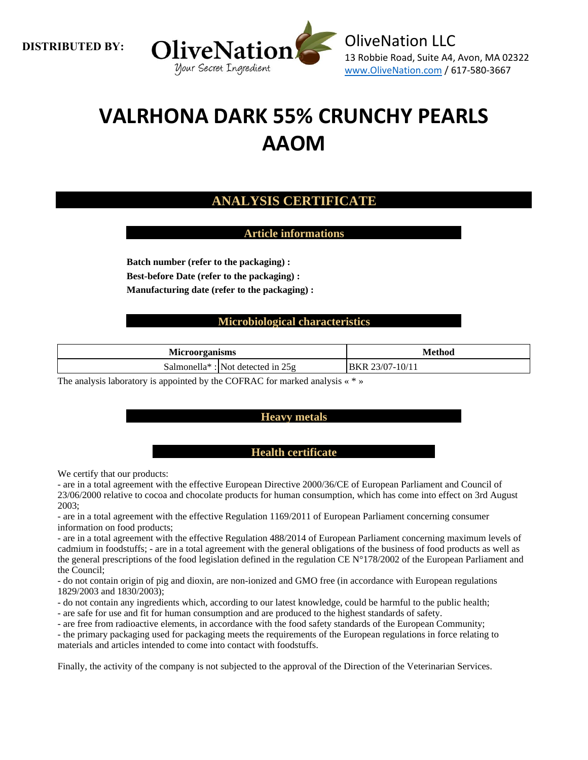**DISTRIBUTED BY:**

OliveNation
Your Secret Ingredient

OliveNation LLC
13 Robbie Road, Suite A4, Avon, MA 02322
www.OliveNation.com / 617-580-3667

# VALRHONA DARK 55% CRUNCHY PEARLS AAOM

## ANALYSIS CERTIFICATE

### Article informations

**Batch number (refer to the packaging) :**
**Best-before Date (refer to the packaging) :**
**Manufacturing date (refer to the packaging) :**

### Microbiological characteristics

| Microorganisms | | Method |
|---|---|---|
| Salmonella* : | Not detected in 25g | BKR 23/07-10/11 |

The analysis laboratory is appointed by the COFRAC for marked analysis « * »

### Heavy metals

### Health certificate

We certify that our products:
- are in a total agreement with the effective European Directive 2000/36/CE of European Parliament and Council of 23/06/2000 relative to cocoa and chocolate products for human consumption, which has come into effect on 3rd August 2003;
- are in a total agreement with the effective Regulation 1169/2011 of European Parliament concerning consumer information on food products;
- are in a total agreement with the effective Regulation 488/2014 of European Parliament concerning maximum levels of cadmium in foodstuffs; - are in a total agreement with the general obligations of the business of food products as well as the general prescriptions of the food legislation defined in the regulation CE N°178/2002 of the European Parliament and the Council;
- do not contain origin of pig and dioxin, are non-ionized and GMO free (in accordance with European regulations 1829/2003 and 1830/2003);
- do not contain any ingredients which, according to our latest knowledge, could be harmful to the public health;
- are safe for use and fit for human consumption and are produced to the highest standards of safety.
- are free from radioactive elements, in accordance with the food safety standards of the European Community;
- the primary packaging used for packaging meets the requirements of the European regulations in force relating to materials and articles intended to come into contact with foodstuffs.

Finally, the activity of the company is not subjected to the approval of the Direction of the Veterinarian Services.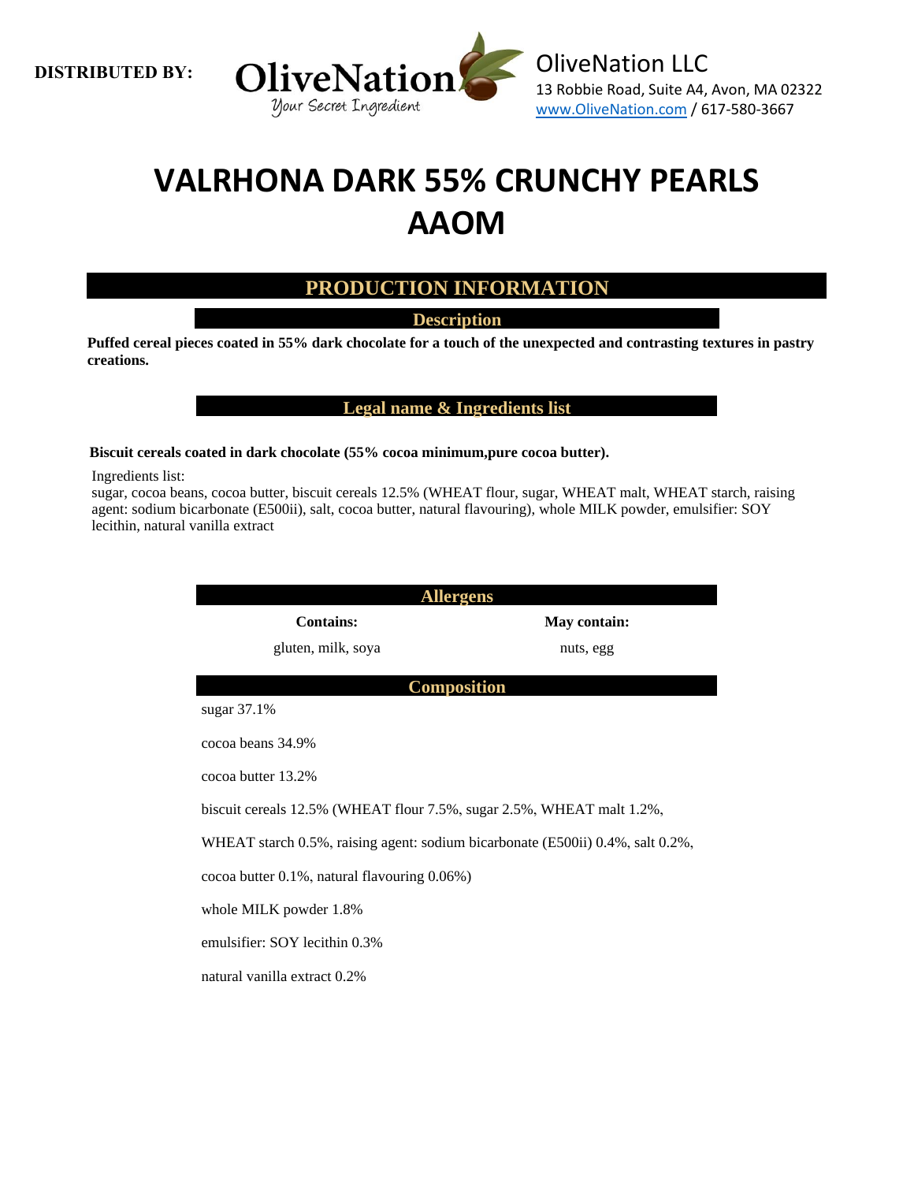**DISTRIBUTED BY:**

OliveNation
*Your Secret Ingredient*

OliveNation LLC
13 Robbie Road, Suite A4, Avon, MA 02322
www.OliveNation.com / 617-580-3667

# VALRHONA DARK 55% CRUNCHY PEARLS AAOM

## PRODUCTION INFORMATION

### Description

**Puffed cereal pieces coated in 55% dark chocolate for a touch of the unexpected and contrasting textures in pastry creations.**

### Legal name & Ingredients list

**Biscuit cereals coated in dark chocolate (55% cocoa minimum,pure cocoa butter).**

Ingredients list:
sugar, cocoa beans, cocoa butter, biscuit cereals 12.5% (WHEAT flour, sugar, WHEAT malt, WHEAT starch, raising agent: sodium bicarbonate (E500ii), salt, cocoa butter, natural flavouring), whole MILK powder, emulsifier: SOY lecithin, natural vanilla extract

### Allergens

| Contains: | May contain: |
|---|---|
| gluten, milk, soya | nuts, egg |

### Composition

sugar 37.1%

cocoa beans 34.9%

cocoa butter 13.2%

biscuit cereals 12.5% (WHEAT flour 7.5%, sugar 2.5%, WHEAT malt 1.2%,

WHEAT starch 0.5%, raising agent: sodium bicarbonate (E500ii) 0.4%, salt 0.2%,

cocoa butter 0.1%, natural flavouring 0.06%)

whole MILK powder 1.8%

emulsifier: SOY lecithin 0.3%

natural vanilla extract 0.2%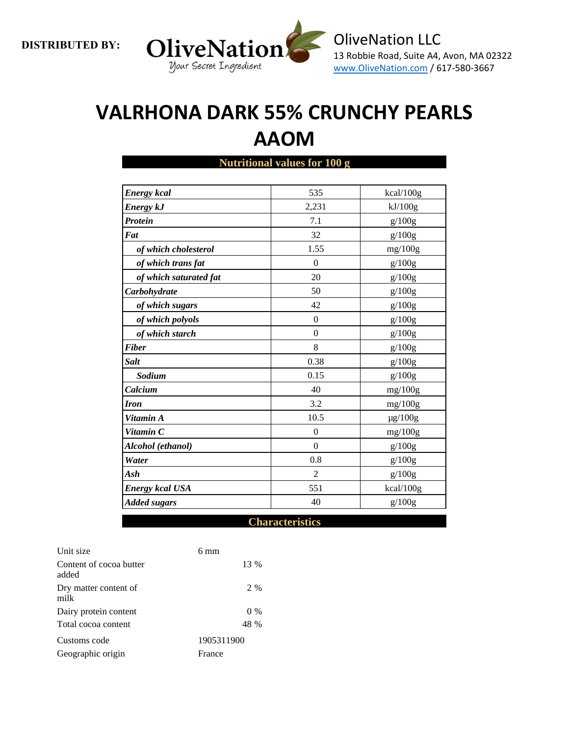**DISTRIBUTED BY:**

OliveNation
Your Secret Ingredient

OliveNation LLC
13 Robbie Road, Suite A4, Avon, MA 02322
www.OliveNation.com / 617-580-3667

# VALRHONA DARK 55% CRUNCHY PEARLS AAOM

## Nutritional values for 100 g

| | | |
|---|---|---|
| ***Energy kcal*** | 535 | kcal/100g |
| ***Energy kJ*** | 2,231 | kJ/100g |
| ***Protein*** | 7.1 | g/100g |
| ***Fat*** | 32 | g/100g |
| ***of which cholesterol*** | 1.55 | mg/100g |
| ***of which trans fat*** | 0 | g/100g |
| ***of which saturated fat*** | 20 | g/100g |
| ***Carbohydrate*** | 50 | g/100g |
| ***of which sugars*** | 42 | g/100g |
| ***of which polyols*** | 0 | g/100g |
| ***of which starch*** | 0 | g/100g |
| ***Fiber*** | 8 | g/100g |
| ***Salt*** | 0.38 | g/100g |
| ***Sodium*** | 0.15 | g/100g |
| ***Calcium*** | 40 | mg/100g |
| ***Iron*** | 3.2 | mg/100g |
| ***Vitamin A*** | 10.5 | µg/100g |
| ***Vitamin C*** | 0 | mg/100g |
| ***Alcohol (ethanol)*** | 0 | g/100g |
| ***Water*** | 0.8 | g/100g |
| ***Ash*** | 2 | g/100g |
| ***Energy kcal USA*** | 551 | kcal/100g |
| ***Added sugars*** | 40 | g/100g |

## Characteristics

| | |
|---|---|
| Unit size | 6 mm |
| Content of cocoa butter added | 13 % |
| Dry matter content of milk | 2 % |
| Dairy protein content | 0 % |
| Total cocoa content | 48 % |
| Customs code | 1905311900 |
| Geographic origin | France |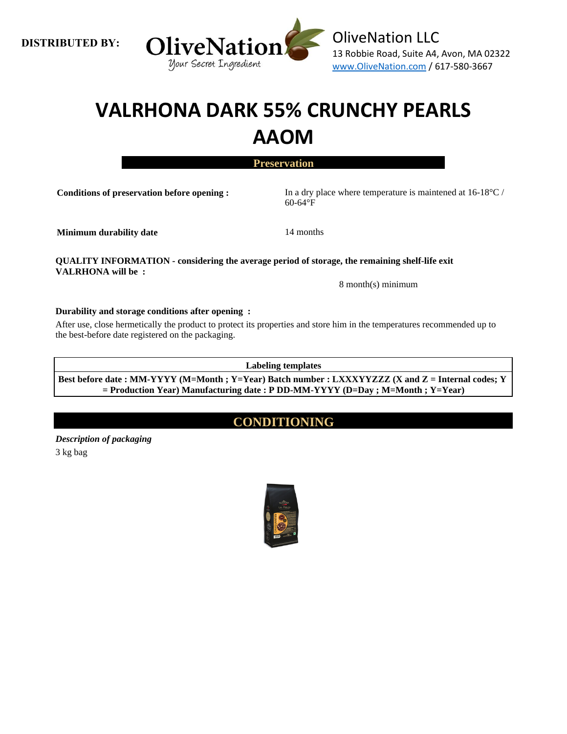DISTRIBUTED BY:

OliveNation
Your Secret Ingredient

OliveNation LLC
13 Robbie Road, Suite A4, Avon, MA 02322
www.OliveNation.com / 617-580-3667

# VALRHONA DARK 55% CRUNCHY PEARLS AAOM

## Preservation

**Conditions of preservation before opening :** In a dry place where temperature is maintened at 16-18°C / 60-64°F

**Minimum durability date** 14 months

**QUALITY INFORMATION - considering the average period of storage, the remaining shelf-life exit VALRHONA will be :**

8 month(s) minimum

**Durability and storage conditions after opening :**

After use, close hermetically the product to protect its properties and store him in the temperatures recommended up to the best-before date registered on the packaging.

| Labeling templates |
|---|
| **Best before date : MM-YYYY (M=Month ; Y=Year) Batch number : LXXXYYZZZ (X and Z = Internal codes; Y = Production Year) Manufacturing date : P DD-MM-YYYY (D=Day ; M=Month ; Y=Year)** |

## CONDITIONING

***Description of packaging***

3 kg bag